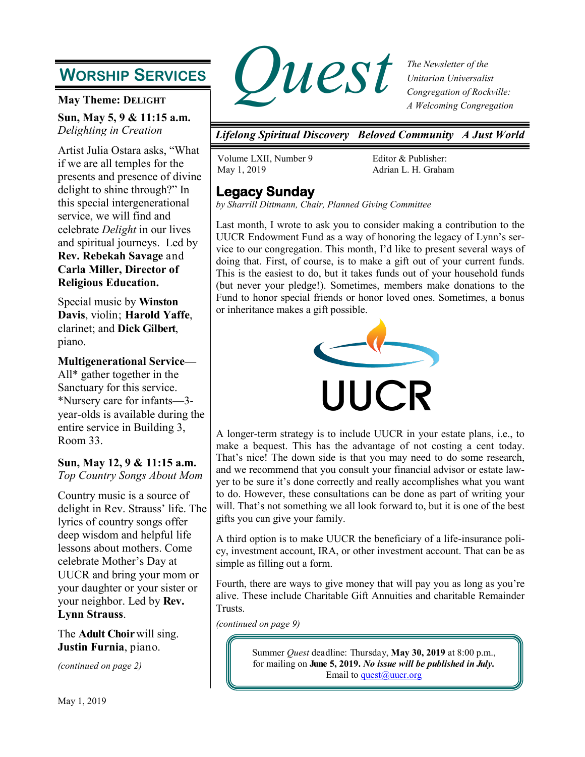# Quest

*The Newsletter of the Unitarian Universalist Congregation of Rockville: A Welcoming Congregation*

***Lifelong Spiritual Discovery   Beloved Community   A Just World***

Volume LXII, Number 9
May 1, 2019

Editor & Publisher:
Adrian L. H. Graham

## Worship Services

**May Theme: Delight**

**Sun, May 5, 9 & 11:15 a.m.**
*Delighting in Creation*

Artist Julia Ostara asks, "What if we are all temples for the presents and presence of divine delight to shine through?" In this special intergenerational service, we will find and celebrate *Delight* in our lives and spiritual journeys. Led by **Rev. Rebekah Savage** and **Carla Miller, Director of Religious Education.**

Special music by **Winston Davis**, violin; **Harold Yaffe**, clarinet; and **Dick Gilbert**, piano.

**Multigenerational Service—** All* gather together in the Sanctuary for this service. *Nursery care for infants—3-year-olds is available during the entire service in Building 3, Room 33.

**Sun, May 12, 9 & 11:15 a.m.**
*Top Country Songs About Mom*

Country music is a source of delight in Rev. Strauss' life. The lyrics of country songs offer deep wisdom and helpful life lessons about mothers. Come celebrate Mother's Day at UUCR and bring your mom or your daughter or your sister or your neighbor. Led by **Rev. Lynn Strauss**.

The **Adult Choir** will sing. **Justin Furnia**, piano.

*(continued on page 2)*

## Legacy Sunday

*by Sharrill Dittmann, Chair, Planned Giving Committee*

Last month, I wrote to ask you to consider making a contribution to the UUCR Endowment Fund as a way of honoring the legacy of Lynn's service to our congregation. This month, I'd like to present several ways of doing that. First, of course, is to make a gift out of your current funds. This is the easiest to do, but it takes funds out of your household funds (but never your pledge!). Sometimes, members make donations to the Fund to honor special friends or honor loved ones. Sometimes, a bonus or inheritance makes a gift possible.

UUCR

A longer-term strategy is to include UUCR in your estate plans, i.e., to make a bequest. This has the advantage of not costing a cent today. That's nice! The down side is that you may need to do some research, and we recommend that you consult your financial advisor or estate lawyer to be sure it's done correctly and really accomplishes what you want to do. However, these consultations can be done as part of writing your will. That's not something we all look forward to, but it is one of the best gifts you can give your family.

A third option is to make UUCR the beneficiary of a life-insurance policy, investment account, IRA, or other investment account. That can be as simple as filling out a form.

Fourth, there are ways to give money that will pay you as long as you're alive. These include Charitable Gift Annuities and charitable Remainder Trusts.

*(continued on page 9)*

Summer *Quest* deadline: Thursday, **May 30, 2019** at 8:00 p.m., for mailing on **June 5, 2019.** ***No issue will be published in July.*** Email to quest@uucr.org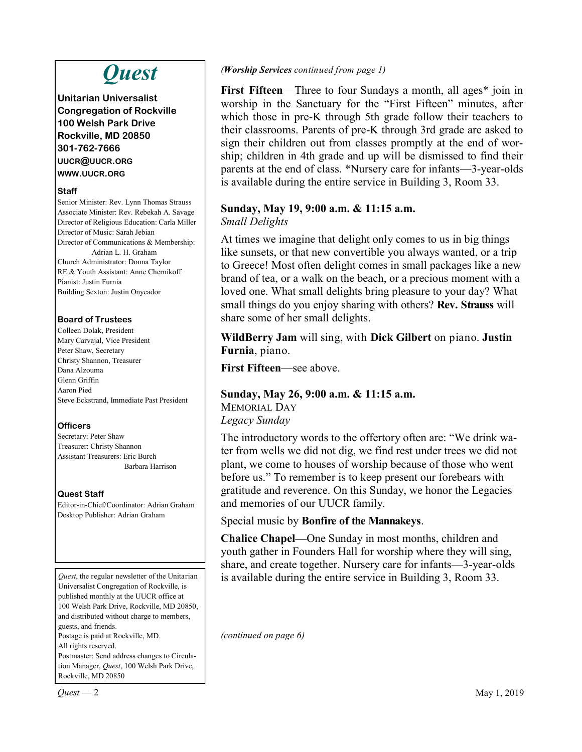# Quest

**Unitarian Universalist Congregation of Rockville**
**100 Welsh Park Drive**
**Rockville, MD 20850**
**301-762-7666**
**UUCR@UUCR.ORG**
**WWW.UUCR.ORG**

**Staff**

Senior Minister: Rev. Lynn Thomas Strauss
Associate Minister: Rev. Rebekah A. Savage
Director of Religious Education: Carla Miller
Director of Music: Sarah Jebian
Director of Communications & Membership: Adrian L. H. Graham
Church Administrator: Donna Taylor
RE & Youth Assistant: Anne Chernikoff
Pianist: Justin Furnia
Building Sexton: Justin Onyeador

**Board of Trustees**

Colleen Dolak, President
Mary Carvajal, Vice President
Peter Shaw, Secretary
Christy Shannon, Treasurer
Dana Alzouma
Glenn Griffin
Aaron Pied
Steve Eckstrand, Immediate Past President

**Officers**

Secretary: Peter Shaw
Treasurer: Christy Shannon
Assistant Treasurers: Eric Burch
Barbara Harrison

**Quest Staff**

Editor-in-Chief/Coordinator: Adrian Graham
Desktop Publisher: Adrian Graham

*Quest*, the regular newsletter of the Unitarian Universalist Congregation of Rockville, is published monthly at the UUCR office at 100 Welsh Park Drive, Rockville, MD 20850, and distributed without charge to members, guests, and friends.
Postage is paid at Rockville, MD.
All rights reserved.
Postmaster: Send address changes to Circulation Manager, *Quest*, 100 Welsh Park Drive, Rockville, MD 20850

*(**Worship Services** continued from page 1)*

**First Fifteen**—Three to four Sundays a month, all ages* join in worship in the Sanctuary for the "First Fifteen" minutes, after which those in pre-K through 5th grade follow their teachers to their classrooms. Parents of pre-K through 3rd grade are asked to sign their children out from classes promptly at the end of worship; children in 4th grade and up will be dismissed to find their parents at the end of class. *Nursery care for infants—3-year-olds is available during the entire service in Building 3, Room 33.

**Sunday, May 19, 9:00 a.m. & 11:15 a.m.**
*Small Delights*

At times we imagine that delight only comes to us in big things like sunsets, or that new convertible you always wanted, or a trip to Greece! Most often delight comes in small packages like a new brand of tea, or a walk on the beach, or a precious moment with a loved one. What small delights bring pleasure to your day? What small things do you enjoy sharing with others? **Rev. Strauss** will share some of her small delights.

**WildBerry Jam** will sing, with **Dick Gilbert** on piano. **Justin Furnia**, piano.

**First Fifteen**—see above.

**Sunday, May 26, 9:00 a.m. & 11:15 a.m.**
MEMORIAL DAY
*Legacy Sunday*

The introductory words to the offertory often are: "We drink water from wells we did not dig, we find rest under trees we did not plant, we come to houses of worship because of those who went before us." To remember is to keep present our forebears with gratitude and reverence. On this Sunday, we honor the Legacies and memories of our UUCR family.

Special music by **Bonfire of the Mannakeys**.

**Chalice Chapel—**One Sunday in most months, children and youth gather in Founders Hall for worship where they will sing, share, and create together. Nursery care for infants—3-year-olds is available during the entire service in Building 3, Room 33.

*(continued on page 6)*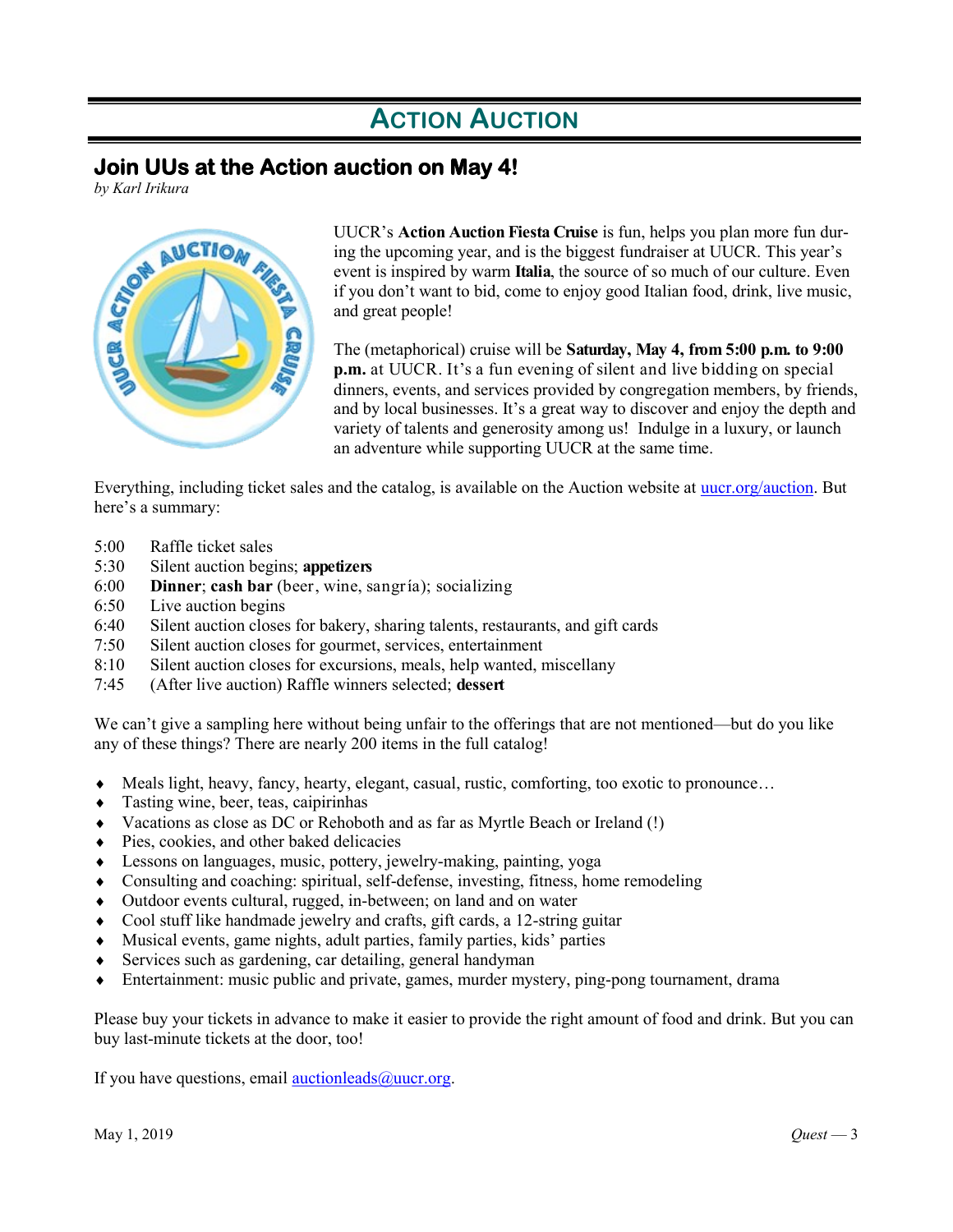# Action Auction

## Join UUs at the Action auction on May 4!

*by Karl Irikura*

UUCR's **Action Auction Fiesta Cruise** is fun, helps you plan more fun during the upcoming year, and is the biggest fundraiser at UUCR. This year's event is inspired by warm **Italia**, the source of so much of our culture. Even if you don't want to bid, come to enjoy good Italian food, drink, live music, and great people!

The (metaphorical) cruise will be **Saturday, May 4, from 5:00 p.m. to 9:00 p.m.** at UUCR. It's a fun evening of silent and live bidding on special dinners, events, and services provided by congregation members, by friends, and by local businesses. It's a great way to discover and enjoy the depth and variety of talents and generosity among us! Indulge in a luxury, or launch an adventure while supporting UUCR at the same time.

Everything, including ticket sales and the catalog, is available on the Auction website at uucr.org/auction. But here's a summary:

5:00 Raffle ticket sales
5:30 Silent auction begins; **appetizers**
6:00 **Dinner**; **cash bar** (beer, wine, sangría); socializing
6:50 Live auction begins
6:40 Silent auction closes for bakery, sharing talents, restaurants, and gift cards
7:50 Silent auction closes for gourmet, services, entertainment
8:10 Silent auction closes for excursions, meals, help wanted, miscellany
7:45 (After live auction) Raffle winners selected; **dessert**

We can't give a sampling here without being unfair to the offerings that are not mentioned—but do you like any of these things? There are nearly 200 items in the full catalog!

- Meals light, heavy, fancy, hearty, elegant, casual, rustic, comforting, too exotic to pronounce…
- Tasting wine, beer, teas, caipirinhas
- Vacations as close as DC or Rehoboth and as far as Myrtle Beach or Ireland (!)
- Pies, cookies, and other baked delicacies
- Lessons on languages, music, pottery, jewelry-making, painting, yoga
- Consulting and coaching: spiritual, self-defense, investing, fitness, home remodeling
- Outdoor events cultural, rugged, in-between; on land and on water
- Cool stuff like handmade jewelry and crafts, gift cards, a 12-string guitar
- Musical events, game nights, adult parties, family parties, kids' parties
- Services such as gardening, car detailing, general handyman
- Entertainment: music public and private, games, murder mystery, ping-pong tournament, drama

Please buy your tickets in advance to make it easier to provide the right amount of food and drink. But you can buy last-minute tickets at the door, too!

If you have questions, email auctionleads@uucr.org.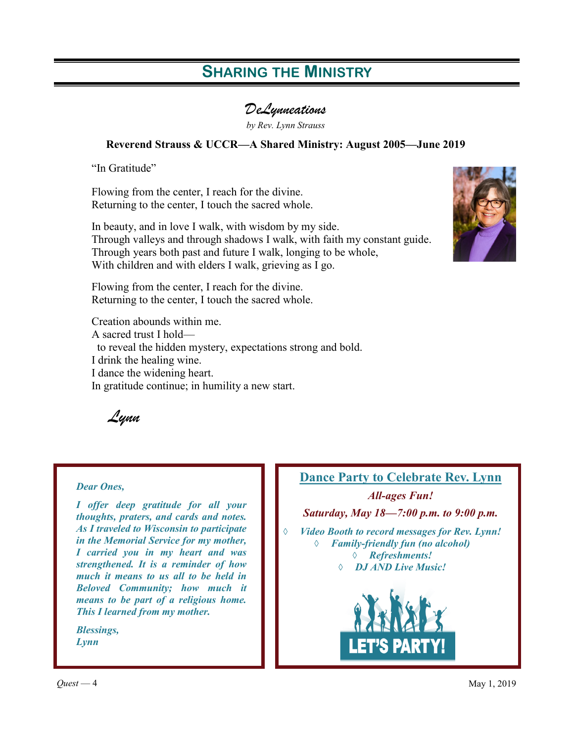# Sharing the Ministry

## *DeLynneations*

*by Rev. Lynn Strauss*

**Reverend Strauss & UCCR—A Shared Ministry: August 2005—June 2019**

"In Gratitude"

Flowing from the center, I reach for the divine.
Returning to the center, I touch the sacred whole.

In beauty, and in love I walk, with wisdom by my side.
Through valleys and through shadows I walk, with faith my constant guide.
Through years both past and future I walk, longing to be whole,
With children and with elders I walk, grieving as I go.

Flowing from the center, I reach for the divine.
Returning to the center, I touch the sacred whole.

Creation abounds within me.
A sacred trust I hold—
to reveal the hidden mystery, expectations strong and bold.
I drink the healing wine.
I dance the widening heart.
In gratitude continue; in humility a new start.

*Lynn*

---

***Dear Ones,***

***I offer deep gratitude for all your thoughts, praters, and cards and notes. As I traveled to Wisconsin to participate in the Memorial Service for my mother, I carried you in my heart and was strengthened. It is a reminder of how much it means to us all to be held in Beloved Community; how much it means to be part of a religious home. This I learned from my mother.***

***Blessings,***
***Lynn***

---

### Dance Party to Celebrate Rev. Lynn

***All-ages Fun!***

***Saturday, May 18—7:00 p.m. to 9:00 p.m.***

- ***Video Booth to record messages for Rev. Lynn!***
- ***Family-friendly fun (no alcohol)***
- ***Refreshments!***
- ***DJ AND Live Music!***

LET'S PARTY!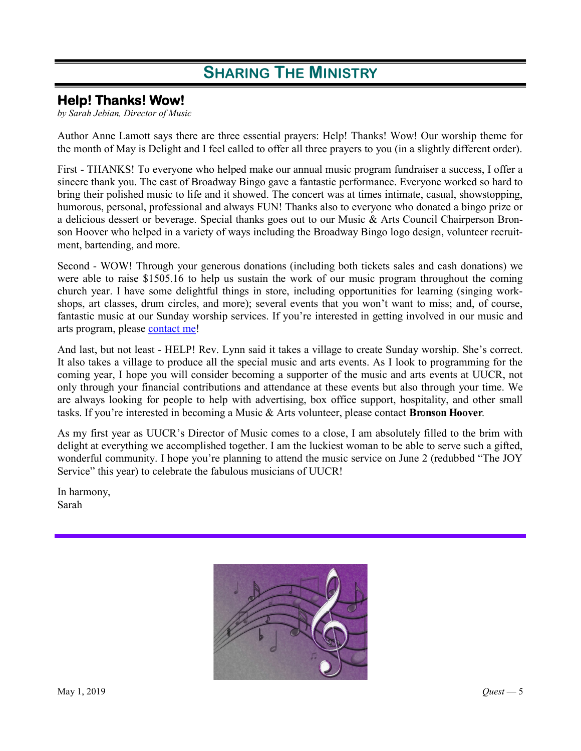# SHARING THE MINISTRY

## Help! Thanks! Wow!

*by Sarah Jebian, Director of Music*

Author Anne Lamott says there are three essential prayers: Help! Thanks! Wow! Our worship theme for the month of May is Delight and I feel called to offer all three prayers to you (in a slightly different order).

First - THANKS! To everyone who helped make our annual music program fundraiser a success, I offer a sincere thank you. The cast of Broadway Bingo gave a fantastic performance. Everyone worked so hard to bring their polished music to life and it showed. The concert was at times intimate, casual, showstopping, humorous, personal, professional and always FUN! Thanks also to everyone who donated a bingo prize or a delicious dessert or beverage. Special thanks goes out to our Music & Arts Council Chairperson Bronson Hoover who helped in a variety of ways including the Broadway Bingo logo design, volunteer recruitment, bartending, and more.

Second - WOW! Through your generous donations (including both tickets sales and cash donations) we were able to raise $1505.16 to help us sustain the work of our music program throughout the coming church year. I have some delightful things in store, including opportunities for learning (singing workshops, art classes, drum circles, and more); several events that you won't want to miss; and, of course, fantastic music at our Sunday worship services. If you're interested in getting involved in our music and arts program, please contact me!

And last, but not least - HELP! Rev. Lynn said it takes a village to create Sunday worship. She's correct. It also takes a village to produce all the special music and arts events. As I look to programming for the coming year, I hope you will consider becoming a supporter of the music and arts events at UUCR, not only through your financial contributions and attendance at these events but also through your time. We are always looking for people to help with advertising, box office support, hospitality, and other small tasks. If you're interested in becoming a Music & Arts volunteer, please contact **Bronson Hoover**.

As my first year as UUCR's Director of Music comes to a close, I am absolutely filled to the brim with delight at everything we accomplished together. I am the luckiest woman to be able to serve such a gifted, wonderful community. I hope you're planning to attend the music service on June 2 (redubbed "The JOY Service" this year) to celebrate the fabulous musicians of UUCR!

In harmony,
Sarah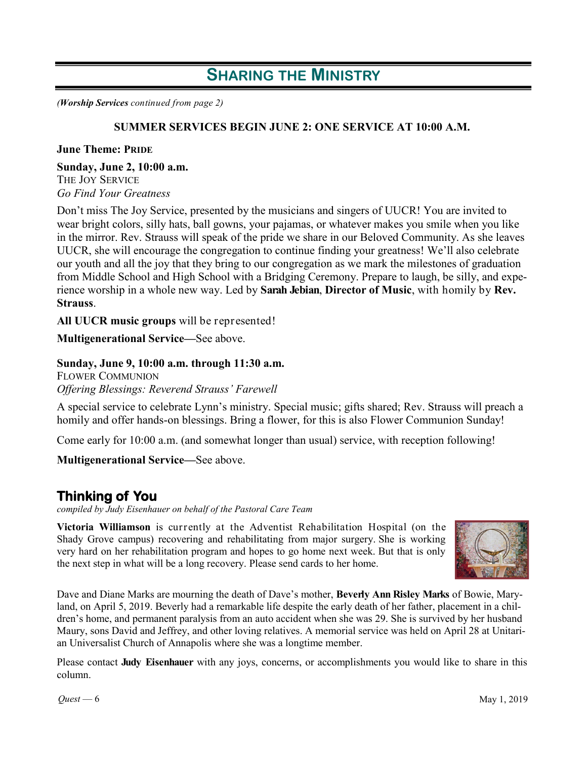# Sharing the Ministry

*(**Worship Services** continued from page 2)*

**SUMMER SERVICES BEGIN JUNE 2: ONE SERVICE AT 10:00 A.M.**

**June Theme: PRIDE**

**Sunday, June 2, 10:00 a.m.**
THE JOY SERVICE
*Go Find Your Greatness*

Don't miss The Joy Service, presented by the musicians and singers of UUCR! You are invited to wear bright colors, silly hats, ball gowns, your pajamas, or whatever makes you smile when you like in the mirror. Rev. Strauss will speak of the pride we share in our Beloved Community. As she leaves UUCR, she will encourage the congregation to continue finding your greatness! We'll also celebrate our youth and all the joy that they bring to our congregation as we mark the milestones of graduation from Middle School and High School with a Bridging Ceremony. Prepare to laugh, be silly, and experience worship in a whole new way. Led by **Sarah Jebian**, **Director of Music**, with homily by **Rev. Strauss**.

**All UUCR music groups** will be represented!

**Multigenerational Service**—See above.

**Sunday, June 9, 10:00 a.m. through 11:30 a.m.**
FLOWER COMMUNION
*Offering Blessings: Reverend Strauss' Farewell*

A special service to celebrate Lynn's ministry. Special music; gifts shared; Rev. Strauss will preach a homily and offer hands-on blessings. Bring a flower, for this is also Flower Communion Sunday!

Come early for 10:00 a.m. (and somewhat longer than usual) service, with reception following!

**Multigenerational Service**—See above.

## Thinking of You

*compiled by Judy Eisenhauer on behalf of the Pastoral Care Team*

**Victoria Williamson** is currently at the Adventist Rehabilitation Hospital (on the Shady Grove campus) recovering and rehabilitating from major surgery. She is working very hard on her rehabilitation program and hopes to go home next week. But that is only the next step in what will be a long recovery. Please send cards to her home.

Dave and Diane Marks are mourning the death of Dave's mother, **Beverly Ann Risley Marks** of Bowie, Maryland, on April 5, 2019. Beverly had a remarkable life despite the early death of her father, placement in a children's home, and permanent paralysis from an auto accident when she was 29. She is survived by her husband Maury, sons David and Jeffrey, and other loving relatives. A memorial service was held on April 28 at Unitarian Universalist Church of Annapolis where she was a longtime member.

Please contact **Judy Eisenhauer** with any joys, concerns, or accomplishments you would like to share in this column.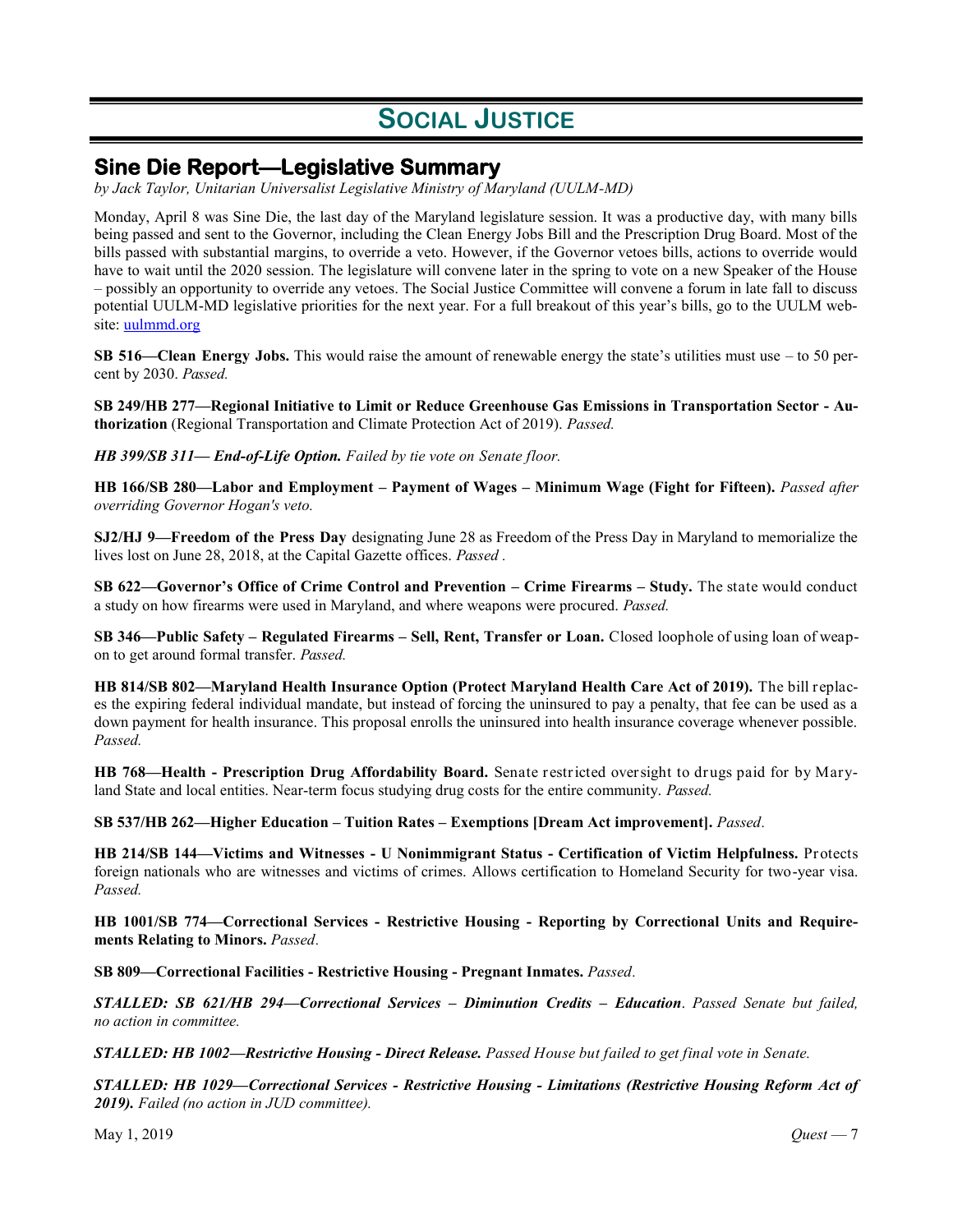# SOCIAL JUSTICE

## Sine Die Report—Legislative Summary

*by Jack Taylor, Unitarian Universalist Legislative Ministry of Maryland (UULM-MD)*

Monday, April 8 was Sine Die, the last day of the Maryland legislature session. It was a productive day, with many bills being passed and sent to the Governor, including the Clean Energy Jobs Bill and the Prescription Drug Board. Most of the bills passed with substantial margins, to override a veto. However, if the Governor vetoes bills, actions to override would have to wait until the 2020 session. The legislature will convene later in the spring to vote on a new Speaker of the House – possibly an opportunity to override any vetoes. The Social Justice Committee will convene a forum in late fall to discuss potential UULM-MD legislative priorities for the next year. For a full breakout of this year's bills, go to the UULM website: uulmmd.org

**SB 516—Clean Energy Jobs.** This would raise the amount of renewable energy the state's utilities must use – to 50 percent by 2030. *Passed.*

**SB 249/HB 277—Regional Initiative to Limit or Reduce Greenhouse Gas Emissions in Transportation Sector - Authorization** (Regional Transportation and Climate Protection Act of 2019). *Passed.*

***HB 399/SB 311— End-of-Life Option.*** *Failed by tie vote on Senate floor.*

**HB 166/SB 280—Labor and Employment – Payment of Wages – Minimum Wage (Fight for Fifteen).** *Passed after overriding Governor Hogan's veto.*

**SJ2/HJ 9—Freedom of the Press Day** designating June 28 as Freedom of the Press Day in Maryland to memorialize the lives lost on June 28, 2018, at the Capital Gazette offices. *Passed .*

**SB 622—Governor's Office of Crime Control and Prevention – Crime Firearms – Study.** The state would conduct a study on how firearms were used in Maryland, and where weapons were procured. *Passed.*

**SB 346—Public Safety – Regulated Firearms – Sell, Rent, Transfer or Loan.** Closed loophole of using loan of weapon to get around formal transfer. *Passed.*

**HB 814/SB 802—Maryland Health Insurance Option (Protect Maryland Health Care Act of 2019).** The bill replaces the expiring federal individual mandate, but instead of forcing the uninsured to pay a penalty, that fee can be used as a down payment for health insurance. This proposal enrolls the uninsured into health insurance coverage whenever possible. *Passed.*

**HB 768—Health - Prescription Drug Affordability Board.** Senate restricted oversight to drugs paid for by Maryland State and local entities. Near-term focus studying drug costs for the entire community. *Passed.*

**SB 537/HB 262—Higher Education – Tuition Rates – Exemptions [Dream Act improvement].** *Passed.*

**HB 214/SB 144—Victims and Witnesses - U Nonimmigrant Status - Certification of Victim Helpfulness.** Protects foreign nationals who are witnesses and victims of crimes. Allows certification to Homeland Security for two-year visa. *Passed.*

**HB 1001/SB 774—Correctional Services - Restrictive Housing - Reporting by Correctional Units and Requirements Relating to Minors.** *Passed.*

**SB 809—Correctional Facilities - Restrictive Housing - Pregnant Inmates.** *Passed.*

***STALLED: SB 621/HB 294—Correctional Services – Diminution Credits – Education****. Passed Senate but failed, no action in committee.*

***STALLED: HB 1002—Restrictive Housing - Direct Release.*** *Passed House but failed to get final vote in Senate.*

***STALLED: HB 1029—Correctional Services - Restrictive Housing - Limitations (Restrictive Housing Reform Act of 2019).*** *Failed (no action in JUD committee).*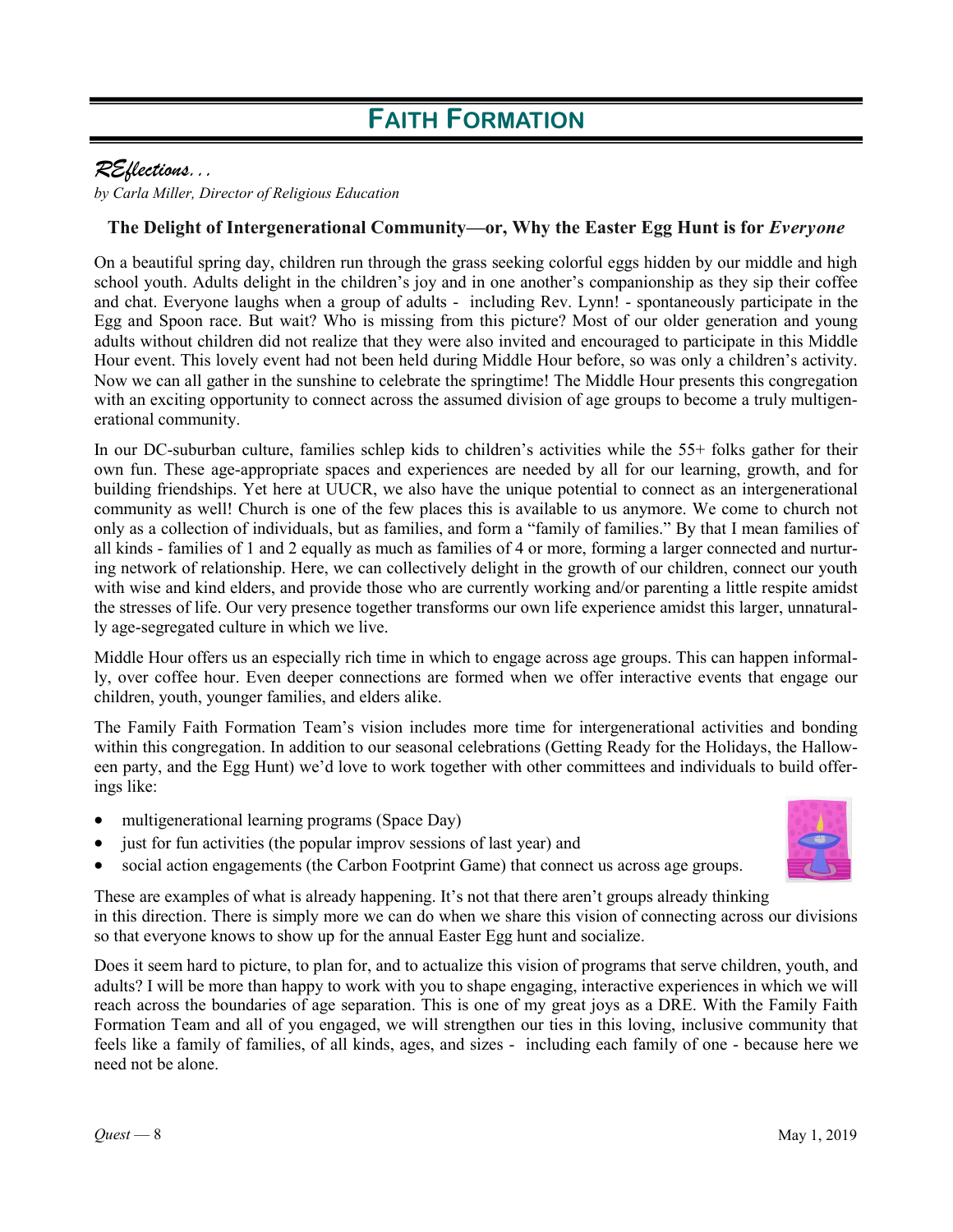# FAITH FORMATION

## *REflections...*

*by Carla Miller, Director of Religious Education*

### The Delight of Intergenerational Community—or, Why the Easter Egg Hunt is for *Everyone*

On a beautiful spring day, children run through the grass seeking colorful eggs hidden by our middle and high school youth. Adults delight in the children's joy and in one another's companionship as they sip their coffee and chat. Everyone laughs when a group of adults - including Rev. Lynn! - spontaneously participate in the Egg and Spoon race. But wait? Who is missing from this picture? Most of our older generation and young adults without children did not realize that they were also invited and encouraged to participate in this Middle Hour event. This lovely event had not been held during Middle Hour before, so was only a children's activity. Now we can all gather in the sunshine to celebrate the springtime! The Middle Hour presents this congregation with an exciting opportunity to connect across the assumed division of age groups to become a truly multigenerational community.

In our DC-suburban culture, families schlep kids to children's activities while the 55+ folks gather for their own fun. These age-appropriate spaces and experiences are needed by all for our learning, growth, and for building friendships. Yet here at UUCR, we also have the unique potential to connect as an intergenerational community as well! Church is one of the few places this is available to us anymore. We come to church not only as a collection of individuals, but as families, and form a "family of families." By that I mean families of all kinds - families of 1 and 2 equally as much as families of 4 or more, forming a larger connected and nurturing network of relationship. Here, we can collectively delight in the growth of our children, connect our youth with wise and kind elders, and provide those who are currently working and/or parenting a little respite amidst the stresses of life. Our very presence together transforms our own life experience amidst this larger, unnaturally age-segregated culture in which we live.

Middle Hour offers us an especially rich time in which to engage across age groups. This can happen informally, over coffee hour. Even deeper connections are formed when we offer interactive events that engage our children, youth, younger families, and elders alike.

The Family Faith Formation Team's vision includes more time for intergenerational activities and bonding within this congregation. In addition to our seasonal celebrations (Getting Ready for the Holidays, the Halloween party, and the Egg Hunt) we'd love to work together with other committees and individuals to build offerings like:

- multigenerational learning programs (Space Day)
- just for fun activities (the popular improv sessions of last year) and
- social action engagements (the Carbon Footprint Game) that connect us across age groups.

These are examples of what is already happening. It's not that there aren't groups already thinking in this direction. There is simply more we can do when we share this vision of connecting across our divisions so that everyone knows to show up for the annual Easter Egg hunt and socialize.

Does it seem hard to picture, to plan for, and to actualize this vision of programs that serve children, youth, and adults? I will be more than happy to work with you to shape engaging, interactive experiences in which we will reach across the boundaries of age separation. This is one of my great joys as a DRE. With the Family Faith Formation Team and all of you engaged, we will strengthen our ties in this loving, inclusive community that feels like a family of families, of all kinds, ages, and sizes - including each family of one - because here we need not be alone.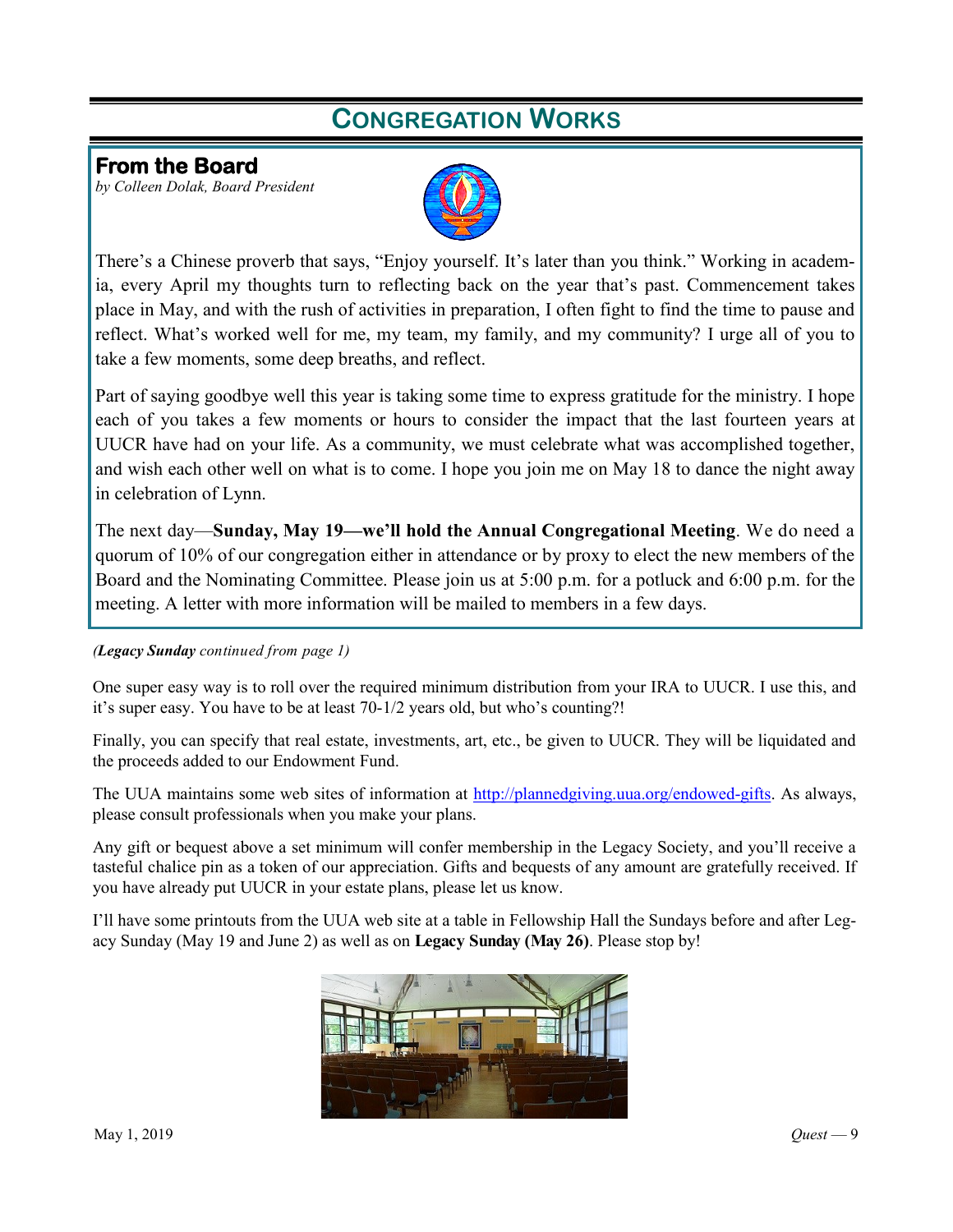# Congregation Works

## From the Board

*by Colleen Dolak, Board President*

There's a Chinese proverb that says, "Enjoy yourself. It's later than you think." Working in academia, every April my thoughts turn to reflecting back on the year that's past. Commencement takes place in May, and with the rush of activities in preparation, I often fight to find the time to pause and reflect. What's worked well for me, my team, my family, and my community? I urge all of you to take a few moments, some deep breaths, and reflect.

Part of saying goodbye well this year is taking some time to express gratitude for the ministry. I hope each of you takes a few moments or hours to consider the impact that the last fourteen years at UUCR have had on your life. As a community, we must celebrate what was accomplished together, and wish each other well on what is to come. I hope you join me on May 18 to dance the night away in celebration of Lynn.

The next day—**Sunday, May 19—we'll hold the Annual Congregational Meeting**. We do need a quorum of 10% of our congregation either in attendance or by proxy to elect the new members of the Board and the Nominating Committee. Please join us at 5:00 p.m. for a potluck and 6:00 p.m. for the meeting. A letter with more information will be mailed to members in a few days.

*(**Legacy Sunday** continued from page 1)*

One super easy way is to roll over the required minimum distribution from your IRA to UUCR. I use this, and it's super easy. You have to be at least 70-1/2 years old, but who's counting?!

Finally, you can specify that real estate, investments, art, etc., be given to UUCR. They will be liquidated and the proceeds added to our Endowment Fund.

The UUA maintains some web sites of information at http://plannedgiving.uua.org/endowed-gifts. As always, please consult professionals when you make your plans.

Any gift or bequest above a set minimum will confer membership in the Legacy Society, and you'll receive a tasteful chalice pin as a token of our appreciation. Gifts and bequests of any amount are gratefully received. If you have already put UUCR in your estate plans, please let us know.

I'll have some printouts from the UUA web site at a table in Fellowship Hall the Sundays before and after Legacy Sunday (May 19 and June 2) as well as on **Legacy Sunday (May 26)**. Please stop by!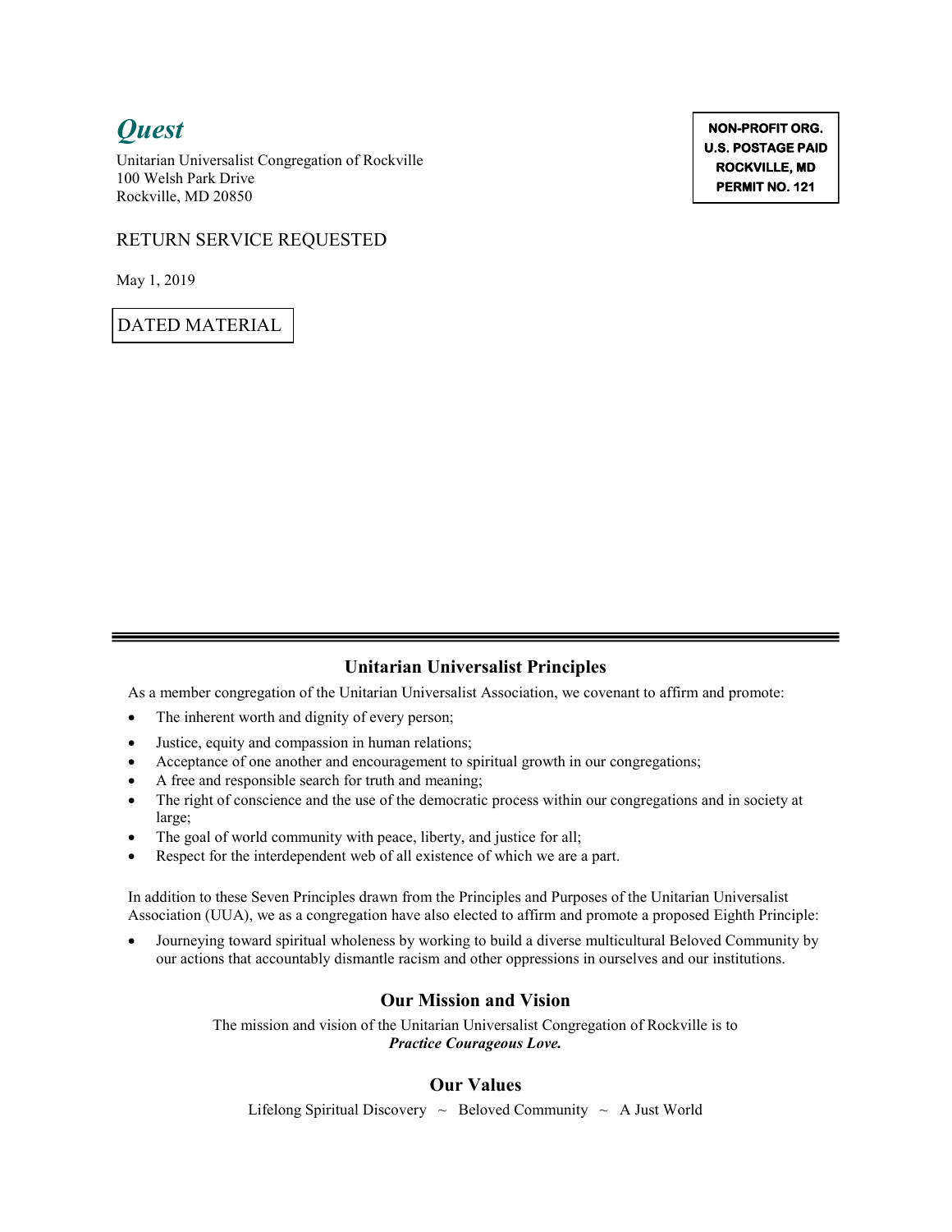# *Quest*

Unitarian Universalist Congregation of Rockville
100 Welsh Park Drive
Rockville, MD 20850

**NON-PROFIT ORG.**
**U.S. POSTAGE PAID**
**ROCKVILLE, MD**
**PERMIT NO. 121**

RETURN SERVICE REQUESTED

May 1, 2019

DATED MATERIAL

## Unitarian Universalist Principles

As a member congregation of the Unitarian Universalist Association, we covenant to affirm and promote:

- The inherent worth and dignity of every person;
- Justice, equity and compassion in human relations;
- Acceptance of one another and encouragement to spiritual growth in our congregations;
- A free and responsible search for truth and meaning;
- The right of conscience and the use of the democratic process within our congregations and in society at large;
- The goal of world community with peace, liberty, and justice for all;
- Respect for the interdependent web of all existence of which we are a part.

In addition to these Seven Principles drawn from the Principles and Purposes of the Unitarian Universalist Association (UUA), we as a congregation have also elected to affirm and promote a proposed Eighth Principle:

- Journeying toward spiritual wholeness by working to build a diverse multicultural Beloved Community by our actions that accountably dismantle racism and other oppressions in ourselves and our institutions.

## Our Mission and Vision

The mission and vision of the Unitarian Universalist Congregation of Rockville is to ***Practice Courageous Love.***

## Our Values

Lifelong Spiritual Discovery ~ Beloved Community ~ A Just World